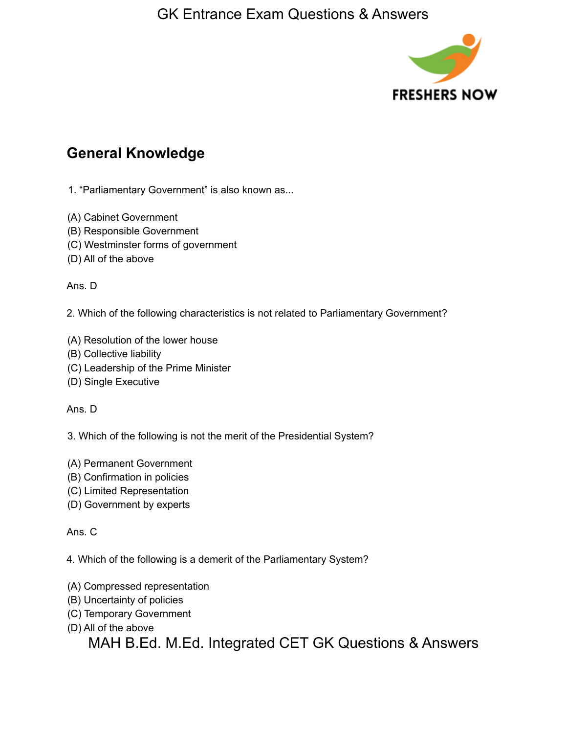## General Knowledge

1. "Parliamentary Government" is also known as...

(A) Cabinet Government
(B) Responsible Government
(C) Westminster forms of government
(D) All of the above

Ans. D

2. Which of the following characteristics is not related to Parliamentary Government?

(A) Resolution of the lower house
(B) Collective liability
(C) Leadership of the Prime Minister
(D) Single Executive

Ans. D

3. Which of the following is not the merit of the Presidential System?

(A) Permanent Government
(B) Confirmation in policies
(C) Limited Representation
(D) Government by experts

Ans. C

4. Which of the following is a demerit of the Parliamentary System?

(A) Compressed representation
(B) Uncertainty of policies
(C) Temporary Government
(D) All of the above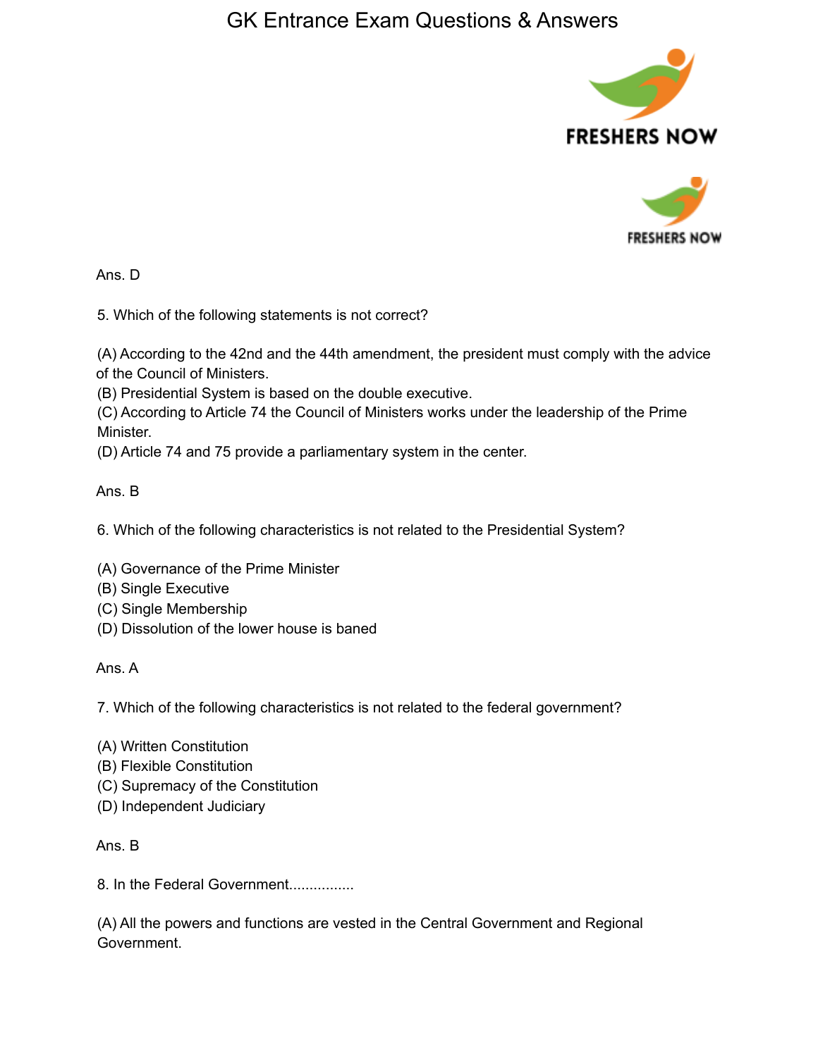Ans. D

5. Which of the following statements is not correct?

(A) According to the 42nd and the 44th amendment, the president must comply with the advice of the Council of Ministers.
(B) Presidential System is based on the double executive.
(C) According to Article 74 the Council of Ministers works under the leadership of the Prime Minister.
(D) Article 74 and 75 provide a parliamentary system in the center.

Ans. B

6. Which of the following characteristics is not related to the Presidential System?

(A) Governance of the Prime Minister
(B) Single Executive
(C) Single Membership
(D) Dissolution of the lower house is baned

Ans. A

7. Which of the following characteristics is not related to the federal government?

(A) Written Constitution
(B) Flexible Constitution
(C) Supremacy of the Constitution
(D) Independent Judiciary

Ans. B

8. In the Federal Government................

(A) All the powers and functions are vested in the Central Government and Regional Government.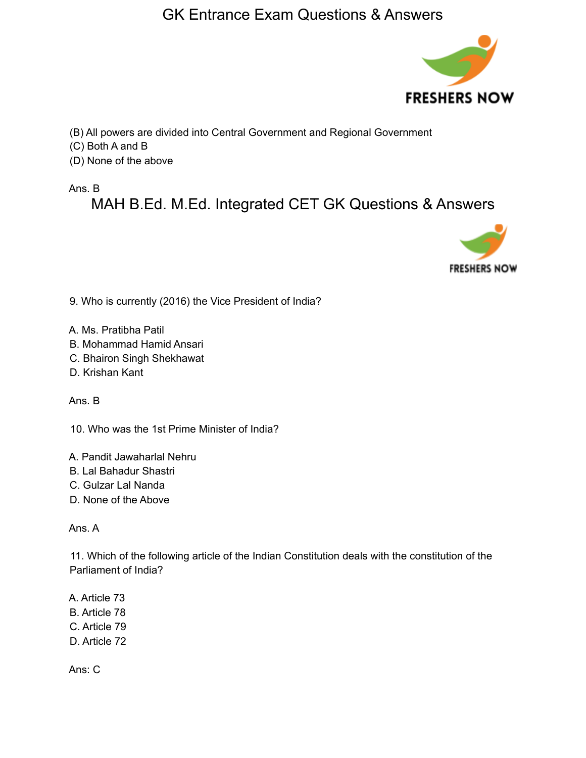(B) All powers are divided into Central Government and Regional Government
(C) Both A and B
(D) None of the above

Ans. B

## MAH B.Ed. M.Ed. Integrated CET GK Questions & Answers

9. Who is currently (2016) the Vice President of India?

A. Ms. Pratibha Patil
B. Mohammad Hamid Ansari
C. Bhairon Singh Shekhawat
D. Krishan Kant

Ans. B

10. Who was the 1st Prime Minister of India?

A. Pandit Jawaharlal Nehru
B. Lal Bahadur Shastri
C. Gulzar Lal Nanda
D. None of the Above

Ans. A

11. Which of the following article of the Indian Constitution deals with the constitution of the Parliament of India?

A. Article 73
B. Article 78
C. Article 79
D. Article 72

Ans: C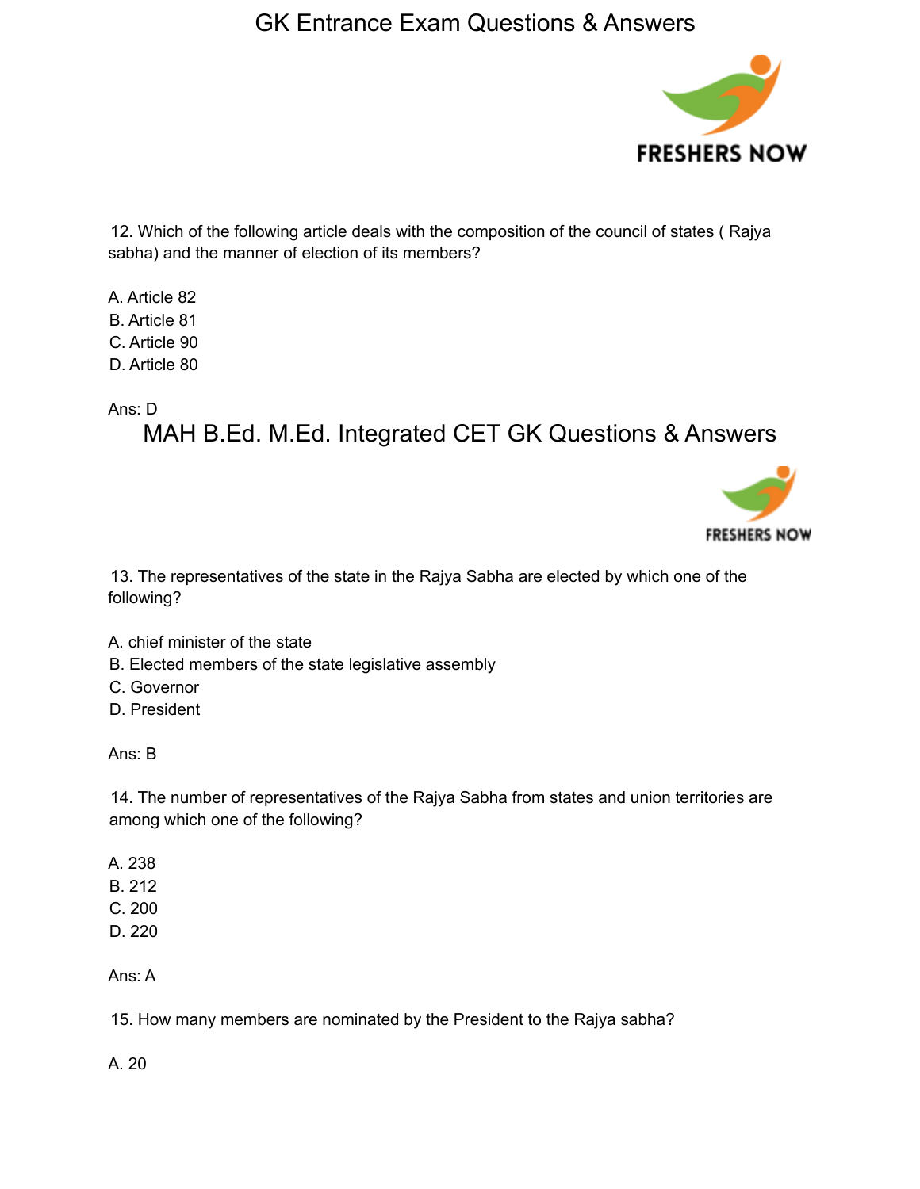12. Which of the following article deals with the composition of the council of states ( Rajya sabha) and the manner of election of its members?

A. Article 82
B. Article 81
C. Article 90
D. Article 80

Ans: D

13. The representatives of the state in the Rajya Sabha are elected by which one of the following?

A. chief minister of the state
B. Elected members of the state legislative assembly
C. Governor
D. President

Ans: B

14. The number of representatives of the Rajya Sabha from states and union territories are among which one of the following?

A. 238
B. 212
C. 200
D. 220

Ans: A

15. How many members are nominated by the President to the Rajya sabha?

A. 20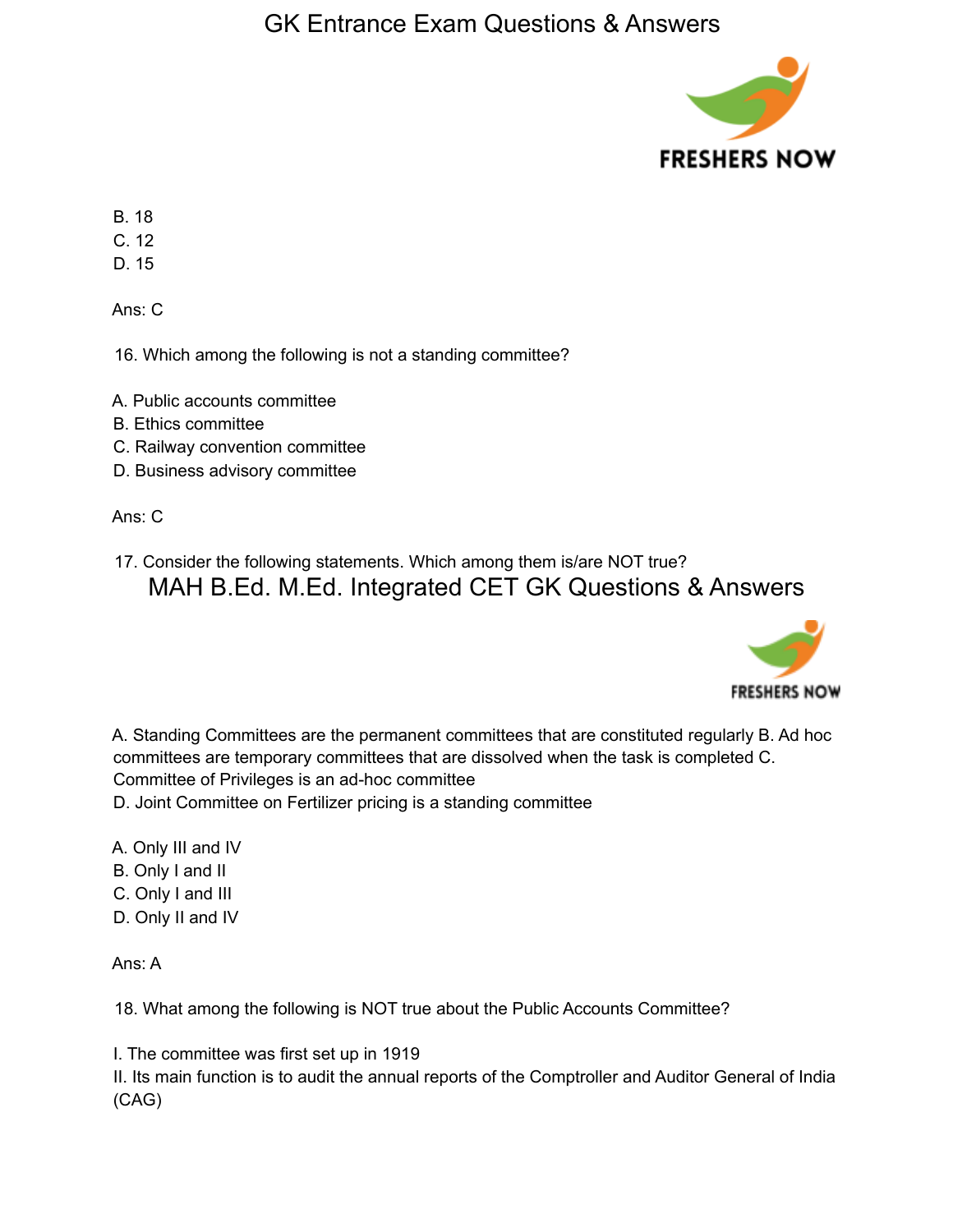B. 18
C. 12
D. 15

Ans: C

16. Which among the following is not a standing committee?

A. Public accounts committee
B. Ethics committee
C. Railway convention committee
D. Business advisory committee

Ans: C

17. Consider the following statements. Which among them is/are NOT true?

A. Standing Committees are the permanent committees that are constituted regularly B. Ad hoc committees are temporary committees that are dissolved when the task is completed C. Committee of Privileges is an ad-hoc committee
D. Joint Committee on Fertilizer pricing is a standing committee

A. Only III and IV
B. Only I and II
C. Only I and III
D. Only II and IV

Ans: A

18. What among the following is NOT true about the Public Accounts Committee?

I. The committee was first set up in 1919
II. Its main function is to audit the annual reports of the Comptroller and Auditor General of India (CAG)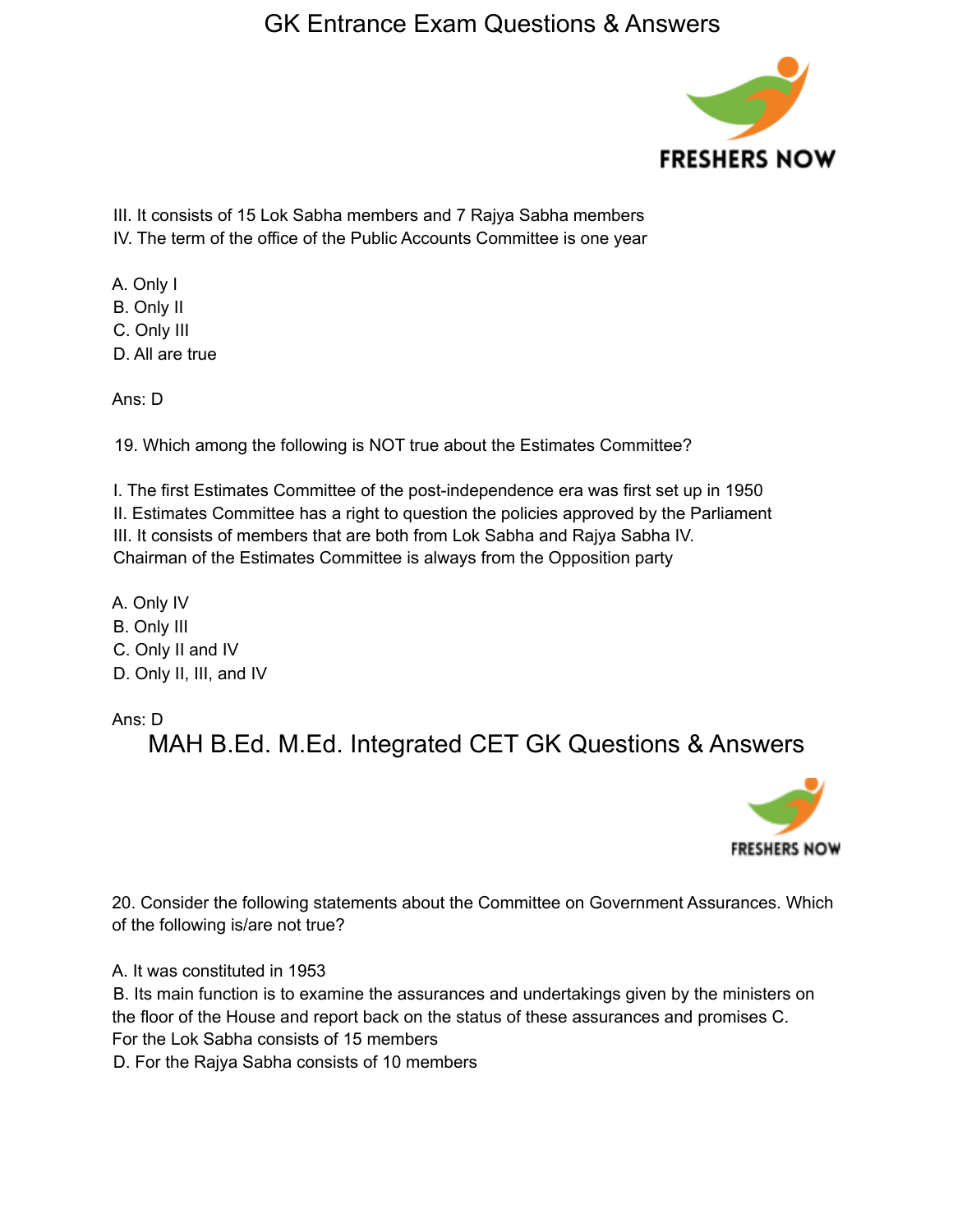III. It consists of 15 Lok Sabha members and 7 Rajya Sabha members
IV. The term of the office of the Public Accounts Committee is one year

A. Only I
B. Only II
C. Only III
D. All are true

Ans: D

19. Which among the following is NOT true about the Estimates Committee?

I. The first Estimates Committee of the post-independence era was first set up in 1950
II. Estimates Committee has a right to question the policies approved by the Parliament
III. It consists of members that are both from Lok Sabha and Rajya Sabha IV. Chairman of the Estimates Committee is always from the Opposition party

A. Only IV
B. Only III
C. Only II and IV
D. Only II, III, and IV

Ans: D

## MAH B.Ed. M.Ed. Integrated CET GK Questions & Answers

20. Consider the following statements about the Committee on Government Assurances. Which of the following is/are not true?

A. It was constituted in 1953
B. Its main function is to examine the assurances and undertakings given by the ministers on the floor of the House and report back on the status of these assurances and promises C. For the Lok Sabha consists of 15 members
D. For the Rajya Sabha consists of 10 members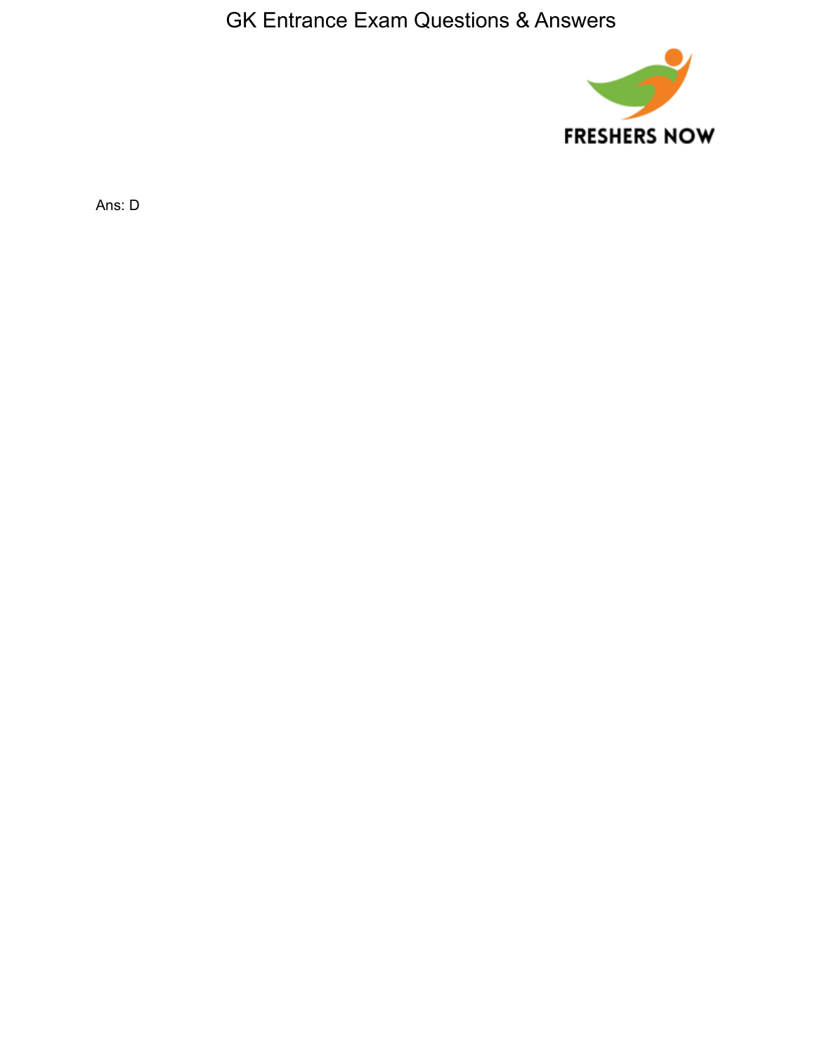Ans: D